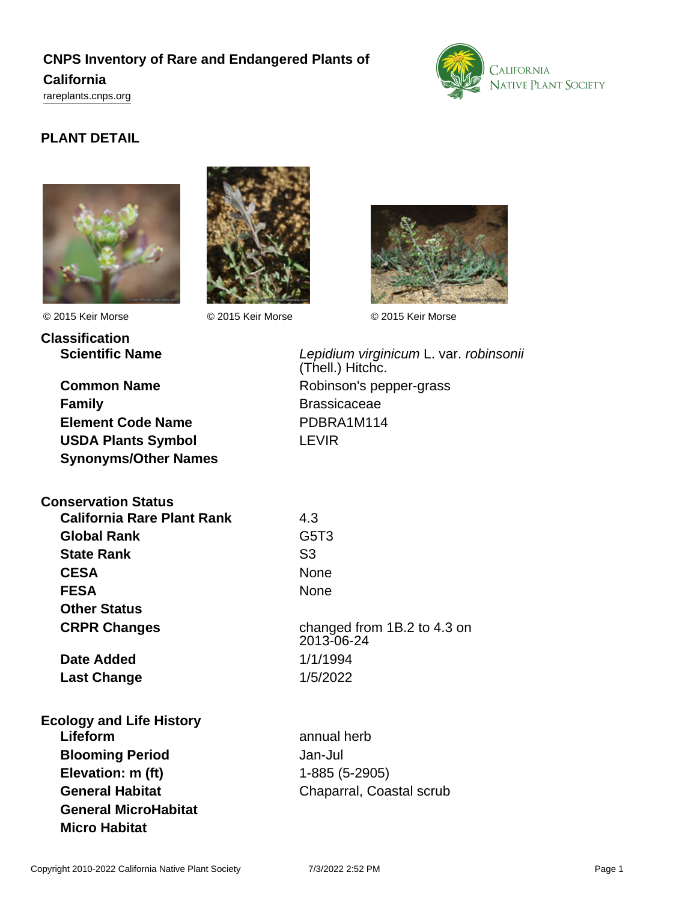# CNPS Inventory of Rare and Endangered Plants of California

rareplants.cnps.org

## PLANT DETAIL

© 2015 Keir Morse

© 2015 Keir Morse

© 2015 Keir Morse

### Classification

| | |
|---|---|
| **Scientific Name** | *Lepidium virginicum* L. var. *robinsonii* (Thell.) Hitchc. |
| **Common Name** | Robinson's pepper-grass |
| **Family** | Brassicaceae |
| **Element Code Name** | PDBRA1M114 |
| **USDA Plants Symbol** | LEVIR |
| **Synonyms/Other Names** | |

### Conservation Status

| | |
|---|---|
| **California Rare Plant Rank** | 4.3 |
| **Global Rank** | G5T3 |
| **State Rank** | S3 |
| **CESA** | None |
| **FESA** | None |
| **Other Status** | |
| **CRPR Changes** | changed from 1B.2 to 4.3 on 2013-06-24 |
| **Date Added** | 1/1/1994 |
| **Last Change** | 1/5/2022 |

### Ecology and Life History

| | |
|---|---|
| **Lifeform** | annual herb |
| **Blooming Period** | Jan-Jul |
| **Elevation: m (ft)** | 1-885 (5-2905) |
| **General Habitat** | Chaparral, Coastal scrub |
| **General MicroHabitat** | |
| **Micro Habitat** | |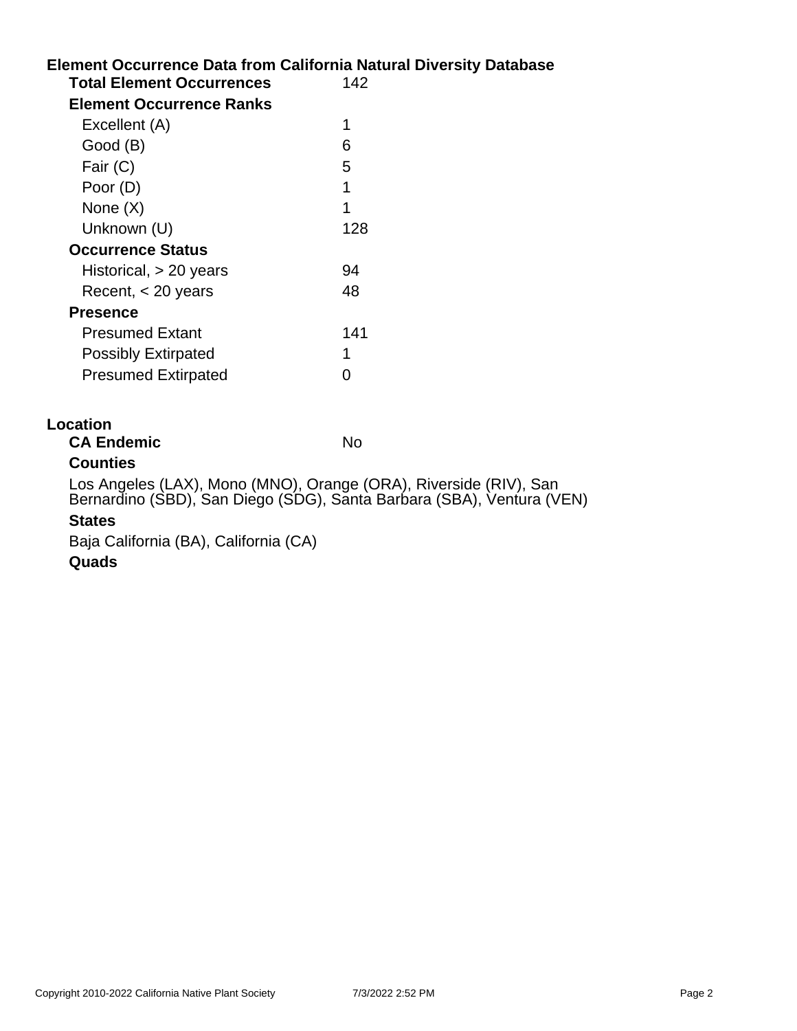## Element Occurrence Data from California Natural Diversity Database

| | |
|---|---|
| **Total Element Occurrences** | 142 |
| **Element Occurrence Ranks** | |
| Excellent (A) | 1 |
| Good (B) | 6 |
| Fair (C) | 5 |
| Poor (D) | 1 |
| None (X) | 1 |
| Unknown (U) | 128 |
| **Occurrence Status** | |
| Historical, > 20 years | 94 |
| Recent, < 20 years | 48 |
| **Presence** | |
| Presumed Extant | 141 |
| Possibly Extirpated | 1 |
| Presumed Extirpated | 0 |

## Location

**CA Endemic** No

**Counties**

Los Angeles (LAX), Mono (MNO), Orange (ORA), Riverside (RIV), San Bernardino (SBD), San Diego (SDG), Santa Barbara (SBA), Ventura (VEN)

**States**

Baja California (BA), California (CA)

**Quads**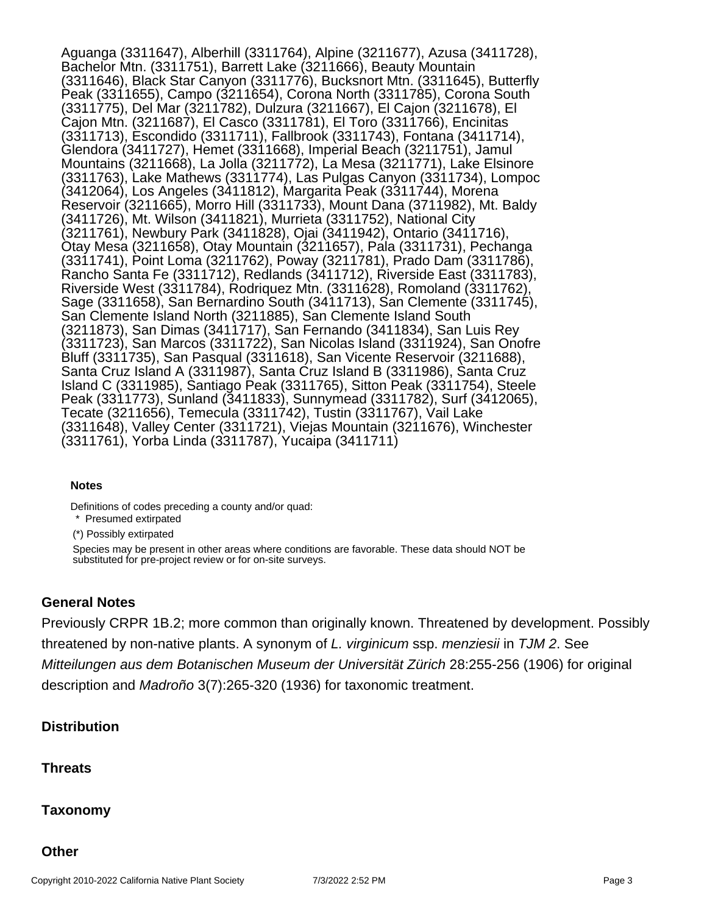Aguanga (3311647), Alberhill (3311764), Alpine (3211677), Azusa (3411728), Bachelor Mtn. (3311751), Barrett Lake (3211666), Beauty Mountain (3311646), Black Star Canyon (3311776), Bucksnort Mtn. (3311645), Butterfly Peak (3311655), Campo (3211654), Corona North (3311785), Corona South (3311775), Del Mar (3211782), Dulzura (3211667), El Cajon (3211678), El Cajon Mtn. (3211687), El Casco (3311781), El Toro (3311766), Encinitas (3311713), Escondido (3311711), Fallbrook (3311743), Fontana (3411714), Glendora (3411727), Hemet (3311668), Imperial Beach (3211751), Jamul Mountains (3211668), La Jolla (3211772), La Mesa (3211771), Lake Elsinore (3311763), Lake Mathews (3311774), Las Pulgas Canyon (3311734), Lompoc (3412064), Los Angeles (3411812), Margarita Peak (3311744), Morena Reservoir (3211665), Morro Hill (3311733), Mount Dana (3711982), Mt. Baldy (3411726), Mt. Wilson (3411821), Murrieta (3311752), National City (3211761), Newbury Park (3411828), Ojai (3411942), Ontario (3411716), Otay Mesa (3211658), Otay Mountain (3211657), Pala (3311731), Pechanga (3311741), Point Loma (3211762), Poway (3211781), Prado Dam (3311786), Rancho Santa Fe (3311712), Redlands (3411712), Riverside East (3311783), Riverside West (3311784), Rodriquez Mtn. (3311628), Romoland (3311762), Sage (3311658), San Bernardino South (3411713), San Clemente (3311745), San Clemente Island North (3211885), San Clemente Island South (3211873), San Dimas (3411717), San Fernando (3411834), San Luis Rey (3311723), San Marcos (3311722), San Nicolas Island (3311924), San Onofre Bluff (3311735), San Pasqual (3311618), San Vicente Reservoir (3211688), Santa Cruz Island A (3311987), Santa Cruz Island B (3311986), Santa Cruz Island C (3311985), Santiago Peak (3311765), Sitton Peak (3311754), Steele Peak (3311773), Sunland (3411833), Sunnymead (3311782), Surf (3412065), Tecate (3211656), Temecula (3311742), Tustin (3311767), Vail Lake (3311648), Valley Center (3311721), Viejas Mountain (3211676), Winchester (3311761), Yorba Linda (3311787), Yucaipa (3411711)

**Notes**

Definitions of codes preceding a county and/or quad:

\* Presumed extirpated

(*) Possibly extirpated

Species may be present in other areas where conditions are favorable. These data should NOT be substituted for pre-project review or for on-site surveys.

### General Notes

Previously CRPR 1B.2; more common than originally known. Threatened by development. Possibly threatened by non-native plants. A synonym of *L. virginicum* ssp. *menziesii* in *TJM 2*. See *Mitteilungen aus dem Botanischen Museum der Universität Zürich* 28:255-256 (1906) for original description and *Madroño* 3(7):265-320 (1936) for taxonomic treatment.

### Distribution

### Threats

### Taxonomy

### Other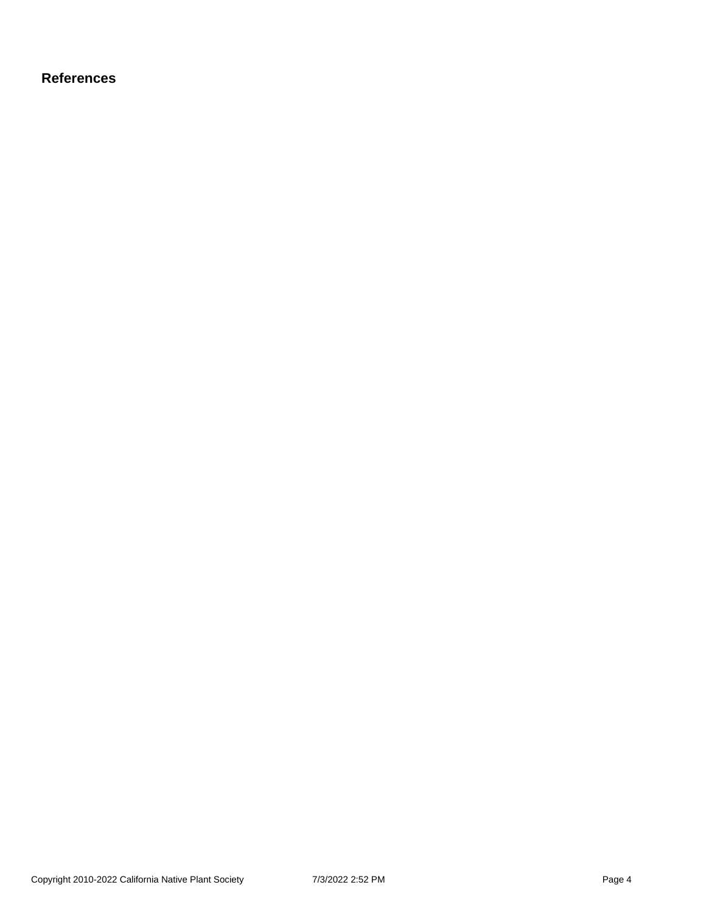## References